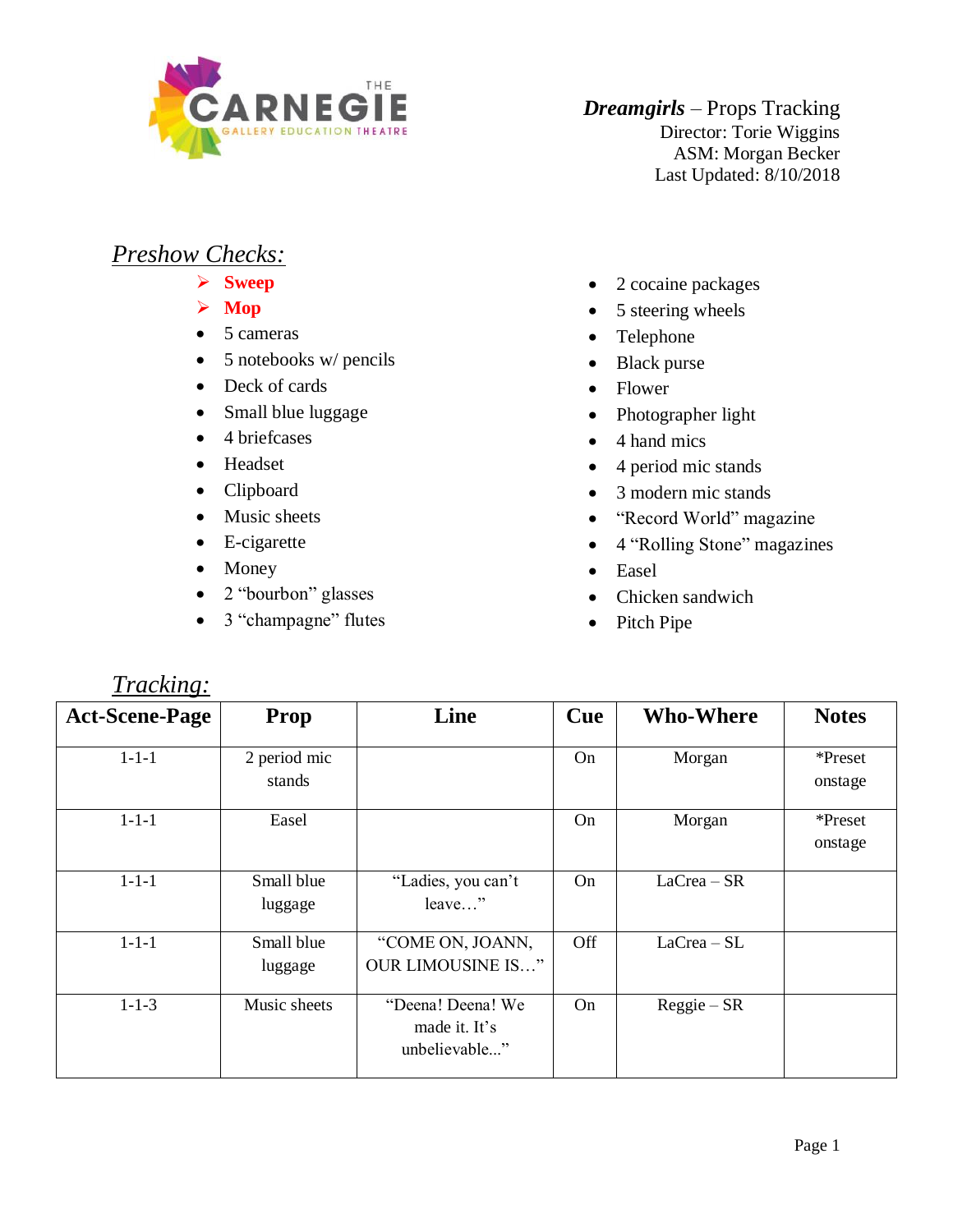THE CARNEGIE
GALLERY EDUCATION THEATRE

***Dreamgirls*** – Props Tracking
Director: Torie Wiggins
ASM: Morgan Becker
Last Updated: 8/10/2018

## *Preshow Checks:*

- **Sweep**
- **Mop**
- 5 cameras
- 5 notebooks w/ pencils
- Deck of cards
- Small blue luggage
- 4 briefcases
- Headset
- Clipboard
- Music sheets
- E-cigarette
- Money
- 2 "bourbon" glasses
- 3 "champagne" flutes
- 2 cocaine packages
- 5 steering wheels
- Telephone
- Black purse
- Flower
- Photographer light
- 4 hand mics
- 4 period mic stands
- 3 modern mic stands
- "Record World" magazine
- 4 "Rolling Stone" magazines
- Easel
- Chicken sandwich
- Pitch Pipe

## *Tracking:*

| Act-Scene-Page | Prop | Line | Cue | Who-Where | Notes |
|---|---|---|---|---|---|
| 1-1-1 | 2 period mic stands | | On | Morgan | *Preset onstage |
| 1-1-1 | Easel | | On | Morgan | *Preset onstage |
| 1-1-1 | Small blue luggage | "Ladies, you can't leave…" | On | LaCrea – SR | |
| 1-1-1 | Small blue luggage | "COME ON, JOANN, OUR LIMOUSINE IS…" | Off | LaCrea – SL | |
| 1-1-3 | Music sheets | "Deena! Deena! We made it. It's unbelievable..." | On | Reggie – SR | |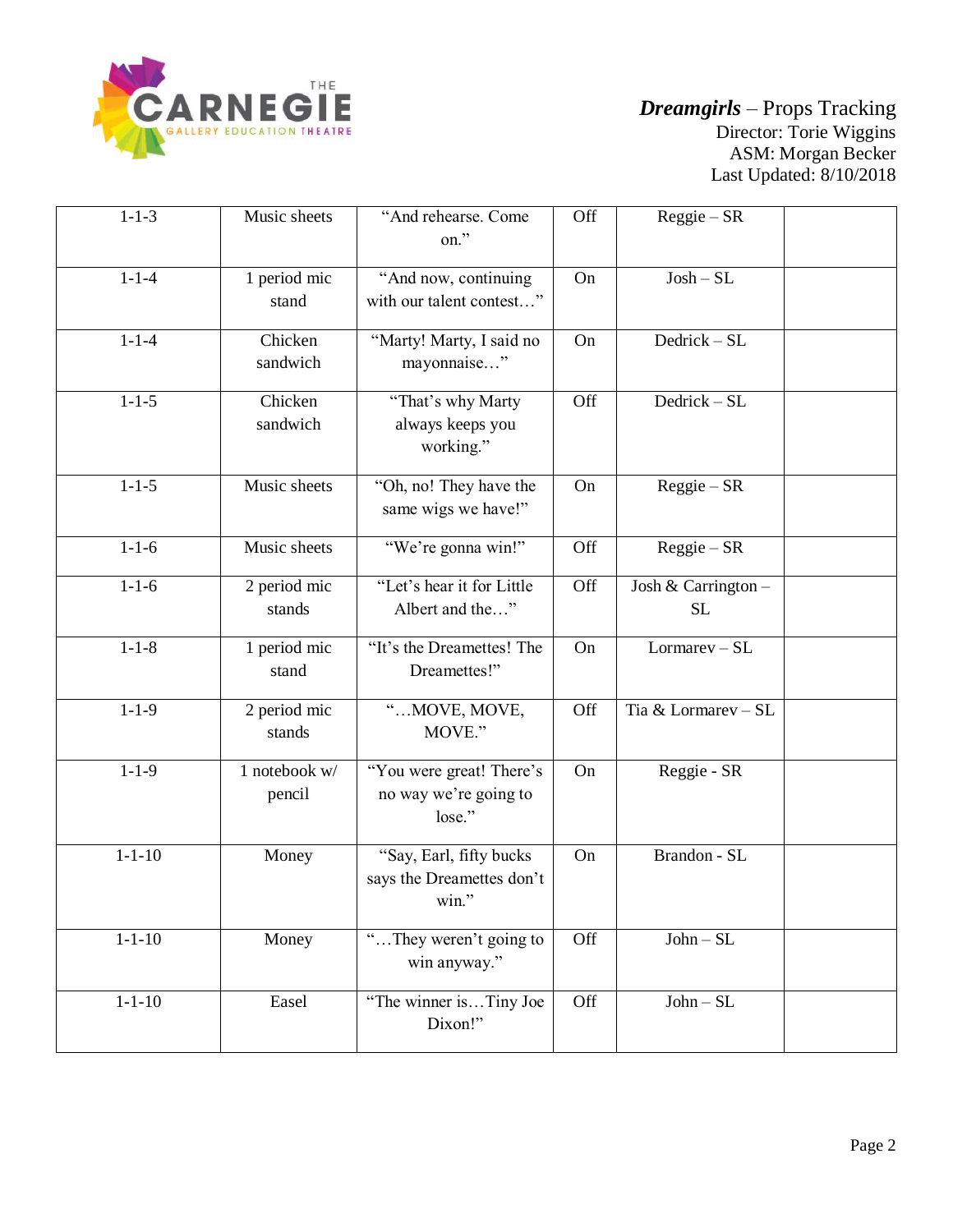***Dreamgirls*** – Props Tracking
Director: Torie Wiggins
ASM: Morgan Becker
Last Updated: 8/10/2018

| | | | | | |
|---|---|---|---|---|---|
| 1-1-3 | Music sheets | "And rehearse. Come on." | Off | Reggie – SR | |
| 1-1-4 | 1 period mic stand | "And now, continuing with our talent contest…" | On | Josh – SL | |
| 1-1-4 | Chicken sandwich | "Marty! Marty, I said no mayonnaise…" | On | Dedrick – SL | |
| 1-1-5 | Chicken sandwich | "That's why Marty always keeps you working." | Off | Dedrick – SL | |
| 1-1-5 | Music sheets | "Oh, no! They have the same wigs we have!" | On | Reggie – SR | |
| 1-1-6 | Music sheets | "We're gonna win!" | Off | Reggie – SR | |
| 1-1-6 | 2 period mic stands | "Let's hear it for Little Albert and the…" | Off | Josh & Carrington – SL | |
| 1-1-8 | 1 period mic stand | "It's the Dreamettes! The Dreamettes!" | On | Lormarev – SL | |
| 1-1-9 | 2 period mic stands | "…MOVE, MOVE, MOVE." | Off | Tia & Lormarev – SL | |
| 1-1-9 | 1 notebook w/ pencil | "You were great! There's no way we're going to lose." | On | Reggie - SR | |
| 1-1-10 | Money | "Say, Earl, fifty bucks says the Dreamettes don't win." | On | Brandon - SL | |
| 1-1-10 | Money | "…They weren't going to win anyway." | Off | John – SL | |
| 1-1-10 | Easel | "The winner is…Tiny Joe Dixon!" | Off | John – SL | |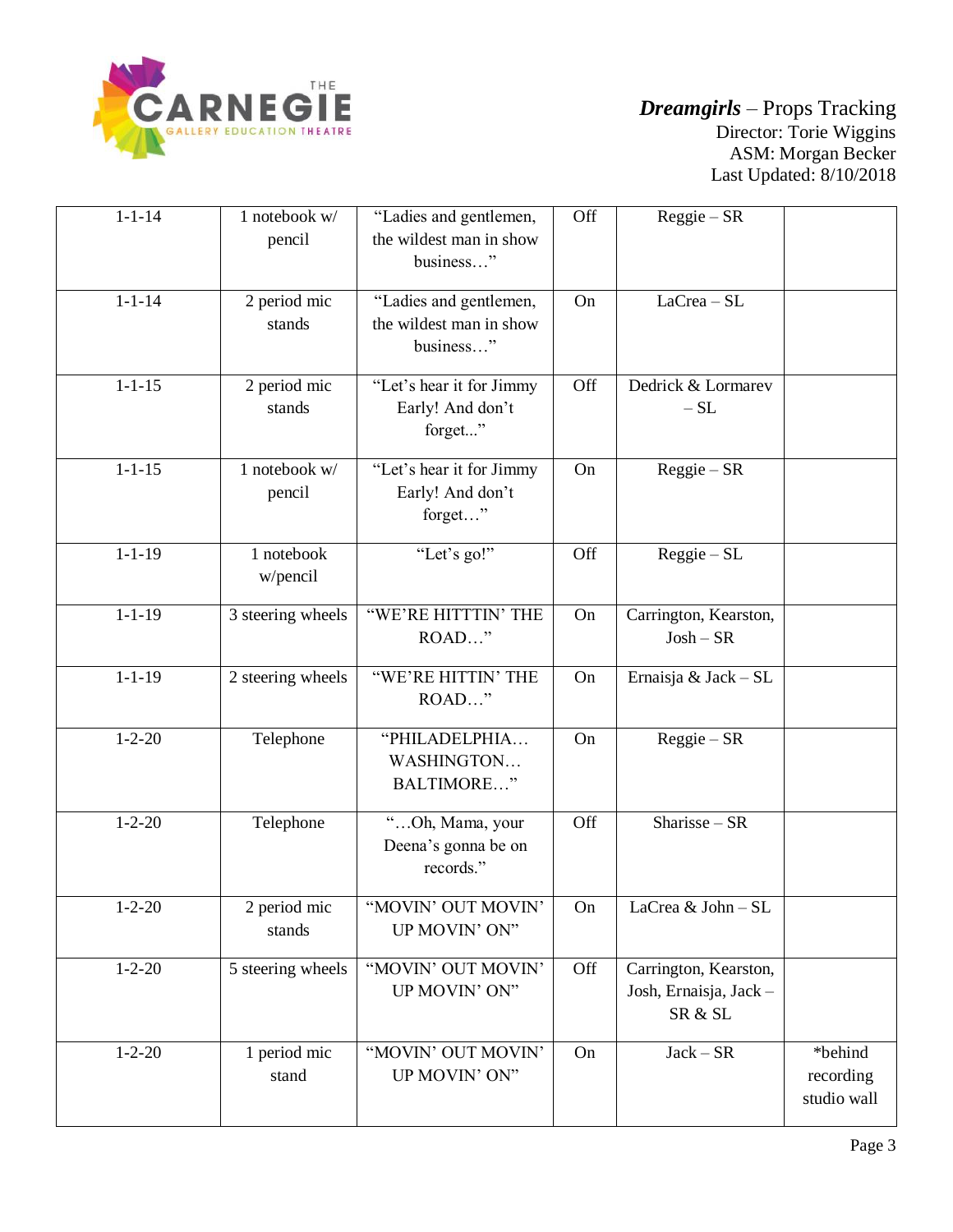**Dreamgirls** – Props Tracking
Director: Torie Wiggins
ASM: Morgan Becker
Last Updated: 8/10/2018

| | | | | | |
|---|---|---|---|---|---|
| 1-1-14 | 1 notebook w/ pencil | "Ladies and gentlemen, the wildest man in show business…" | Off | Reggie – SR | |
| 1-1-14 | 2 period mic stands | "Ladies and gentlemen, the wildest man in show business…" | On | LaCrea – SL | |
| 1-1-15 | 2 period mic stands | "Let's hear it for Jimmy Early! And don't forget..." | Off | Dedrick & Lormarev – SL | |
| 1-1-15 | 1 notebook w/ pencil | "Let's hear it for Jimmy Early! And don't forget…" | On | Reggie – SR | |
| 1-1-19 | 1 notebook w/pencil | "Let's go!" | Off | Reggie – SL | |
| 1-1-19 | 3 steering wheels | "WE'RE HITTTIN' THE ROAD…" | On | Carrington, Kearston, Josh – SR | |
| 1-1-19 | 2 steering wheels | "WE'RE HITTIN' THE ROAD…" | On | Ernaisja & Jack – SL | |
| 1-2-20 | Telephone | "PHILADELPHIA… WASHINGTON… BALTIMORE…" | On | Reggie – SR | |
| 1-2-20 | Telephone | "…Oh, Mama, your Deena's gonna be on records." | Off | Sharisse – SR | |
| 1-2-20 | 2 period mic stands | "MOVIN' OUT MOVIN' UP MOVIN' ON" | On | LaCrea & John – SL | |
| 1-2-20 | 5 steering wheels | "MOVIN' OUT MOVIN' UP MOVIN' ON" | Off | Carrington, Kearston, Josh, Ernaisja, Jack – SR & SL | |
| 1-2-20 | 1 period mic stand | "MOVIN' OUT MOVIN' UP MOVIN' ON" | On | Jack – SR | *behind recording studio wall |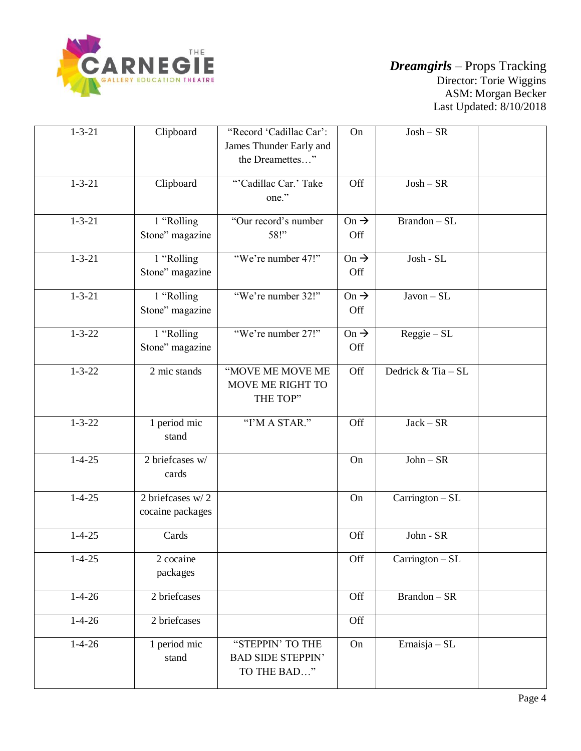**THE CARNEGIE** GALLERY EDUCATION THEATRE

***Dreamgirls*** – Props Tracking
Director: Torie Wiggins
ASM: Morgan Becker
Last Updated: 8/10/2018

| | | | | | |
|---|---|---|---|---|---|
| 1-3-21 | Clipboard | "Record 'Cadillac Car': James Thunder Early and the Dreamettes…" | On | Josh – SR | |
| 1-3-21 | Clipboard | "'Cadillac Car.' Take one." | Off | Josh – SR | |
| 1-3-21 | 1 "Rolling Stone" magazine | "Our record's number 58!" | On → Off | Brandon – SL | |
| 1-3-21 | 1 "Rolling Stone" magazine | "We're number 47!" | On → Off | Josh - SL | |
| 1-3-21 | 1 "Rolling Stone" magazine | "We're number 32!" | On → Off | Javon – SL | |
| 1-3-22 | 1 "Rolling Stone" magazine | "We're number 27!" | On → Off | Reggie – SL | |
| 1-3-22 | 2 mic stands | "MOVE ME MOVE ME MOVE ME RIGHT TO THE TOP" | Off | Dedrick & Tia – SL | |
| 1-3-22 | 1 period mic stand | "I'M A STAR." | Off | Jack – SR | |
| 1-4-25 | 2 briefcases w/ cards | | On | John – SR | |
| 1-4-25 | 2 briefcases w/ 2 cocaine packages | | On | Carrington – SL | |
| 1-4-25 | Cards | | Off | John - SR | |
| 1-4-25 | 2 cocaine packages | | Off | Carrington – SL | |
| 1-4-26 | 2 briefcases | | Off | Brandon – SR | |
| 1-4-26 | 2 briefcases | | Off | | |
| 1-4-26 | 1 period mic stand | "STEPPIN' TO THE BAD SIDE STEPPIN' TO THE BAD…" | On | Ernaisja – SL | |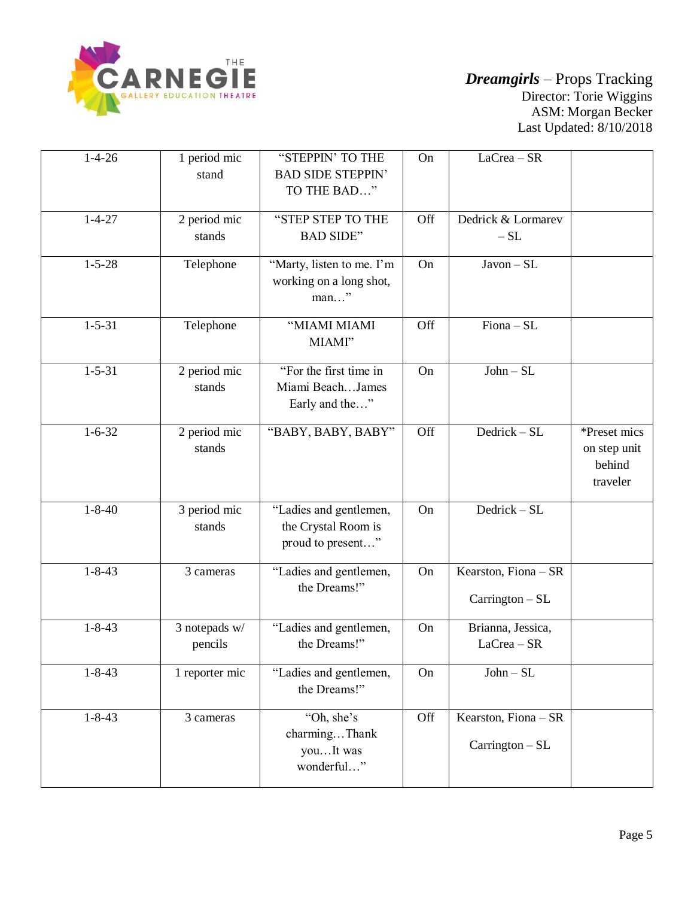*Dreamgirls* – Props Tracking
Director: Torie Wiggins
ASM: Morgan Becker
Last Updated: 8/10/2018

| | | | | | |
|---|---|---|---|---|---|
| 1-4-26 | 1 period mic stand | "STEPPIN' TO THE BAD SIDE STEPPIN' TO THE BAD…" | On | LaCrea – SR | |
| 1-4-27 | 2 period mic stands | "STEP STEP TO THE BAD SIDE" | Off | Dedrick & Lormarev – SL | |
| 1-5-28 | Telephone | "Marty, listen to me. I'm working on a long shot, man…" | On | Javon – SL | |
| 1-5-31 | Telephone | "MIAMI MIAMI MIAMI" | Off | Fiona – SL | |
| 1-5-31 | 2 period mic stands | "For the first time in Miami Beach…James Early and the…" | On | John – SL | |
| 1-6-32 | 2 period mic stands | "BABY, BABY, BABY" | Off | Dedrick – SL | *Preset mics on step unit behind traveler |
| 1-8-40 | 3 period mic stands | "Ladies and gentlemen, the Crystal Room is proud to present…" | On | Dedrick – SL | |
| 1-8-43 | 3 cameras | "Ladies and gentlemen, the Dreams!" | On | Kearston, Fiona – SR<br>Carrington – SL | |
| 1-8-43 | 3 notepads w/ pencils | "Ladies and gentlemen, the Dreams!" | On | Brianna, Jessica, LaCrea – SR | |
| 1-8-43 | 1 reporter mic | "Ladies and gentlemen, the Dreams!" | On | John – SL | |
| 1-8-43 | 3 cameras | "Oh, she's charming…Thank you…It was wonderful…" | Off | Kearston, Fiona – SR<br>Carrington – SL | |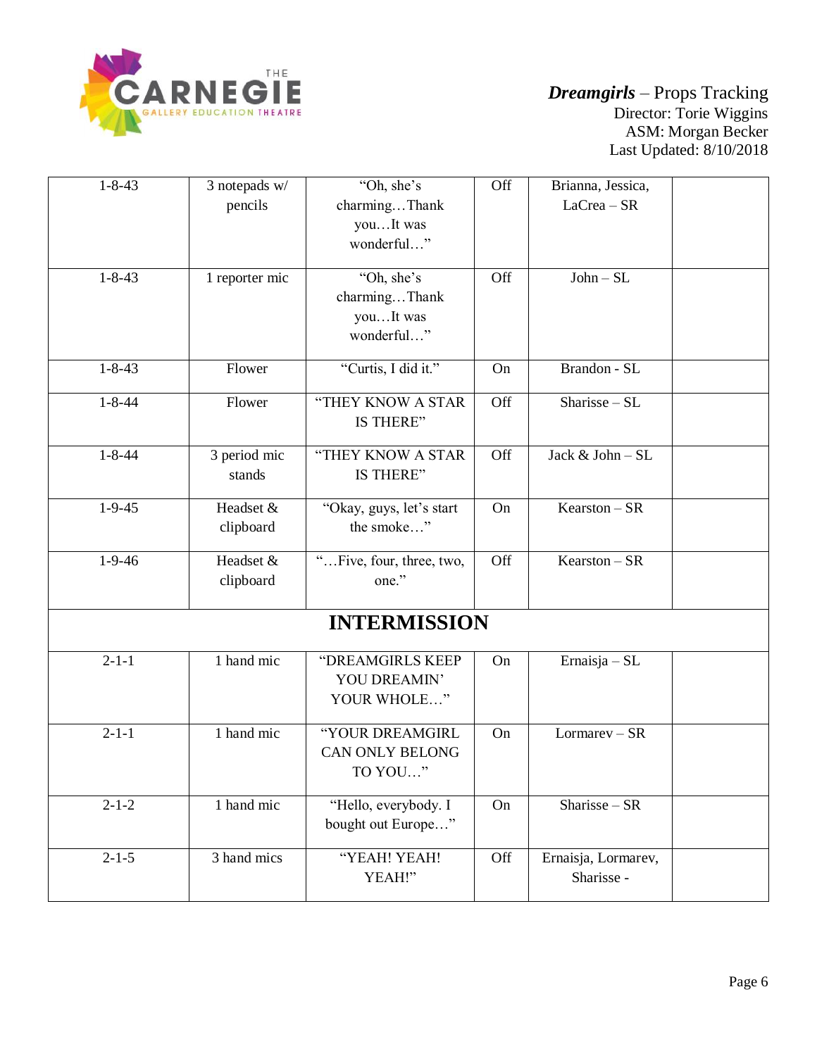**_Dreamgirls_ – Props Tracking**
Director: Torie Wiggins
ASM: Morgan Becker
Last Updated: 8/10/2018

| | | | | | |
|---|---|---|---|---|---|
| 1-8-43 | 3 notepads w/ pencils | "Oh, she's charming…Thank you…It was wonderful…" | Off | Brianna, Jessica, LaCrea – SR | |
| 1-8-43 | 1 reporter mic | "Oh, she's charming…Thank you…It was wonderful…" | Off | John – SL | |
| 1-8-43 | Flower | "Curtis, I did it." | On | Brandon - SL | |
| 1-8-44 | Flower | "THEY KNOW A STAR IS THERE" | Off | Sharisse – SL | |
| 1-8-44 | 3 period mic stands | "THEY KNOW A STAR IS THERE" | Off | Jack & John – SL | |
| 1-9-45 | Headset & clipboard | "Okay, guys, let's start the smoke…" | On | Kearston – SR | |
| 1-9-46 | Headset & clipboard | "…Five, four, three, two, one." | Off | Kearston – SR | |
| **INTERMISSION** | | | | | |
| 2-1-1 | 1 hand mic | "DREAMGIRLS KEEP YOU DREAMIN' YOUR WHOLE…" | On | Ernaisja – SL | |
| 2-1-1 | 1 hand mic | "YOUR DREAMGIRL CAN ONLY BELONG TO YOU…" | On | Lormarev – SR | |
| 2-1-2 | 1 hand mic | "Hello, everybody. I bought out Europe…" | On | Sharisse – SR | |
| 2-1-5 | 3 hand mics | "YEAH! YEAH! YEAH!" | Off | Ernaisja, Lormarev, Sharisse - | |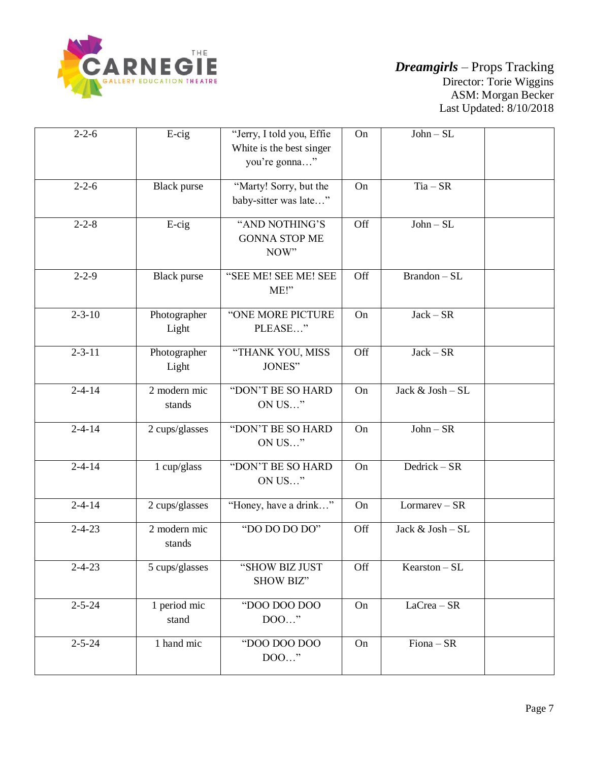*Dreamgirls* – Props Tracking
Director: Torie Wiggins
ASM: Morgan Becker
Last Updated: 8/10/2018

| | | | | | |
|---|---|---|---|---|---|
| 2-2-6 | E-cig | "Jerry, I told you, Effie White is the best singer you're gonna…" | On | John – SL | |
| 2-2-6 | Black purse | "Marty! Sorry, but the baby-sitter was late…" | On | Tia – SR | |
| 2-2-8 | E-cig | "AND NOTHING'S GONNA STOP ME NOW" | Off | John – SL | |
| 2-2-9 | Black purse | "SEE ME! SEE ME! SEE ME!" | Off | Brandon – SL | |
| 2-3-10 | Photographer Light | "ONE MORE PICTURE PLEASE…" | On | Jack – SR | |
| 2-3-11 | Photographer Light | "THANK YOU, MISS JONES" | Off | Jack – SR | |
| 2-4-14 | 2 modern mic stands | "DON'T BE SO HARD ON US…" | On | Jack & Josh – SL | |
| 2-4-14 | 2 cups/glasses | "DON'T BE SO HARD ON US…" | On | John – SR | |
| 2-4-14 | 1 cup/glass | "DON'T BE SO HARD ON US…" | On | Dedrick – SR | |
| 2-4-14 | 2 cups/glasses | "Honey, have a drink…" | On | Lormarev – SR | |
| 2-4-23 | 2 modern mic stands | "DO DO DO DO" | Off | Jack & Josh – SL | |
| 2-4-23 | 5 cups/glasses | "SHOW BIZ JUST SHOW BIZ" | Off | Kearston – SL | |
| 2-5-24 | 1 period mic stand | "DOO DOO DOO DOO…" | On | LaCrea – SR | |
| 2-5-24 | 1 hand mic | "DOO DOO DOO DOO…" | On | Fiona – SR | |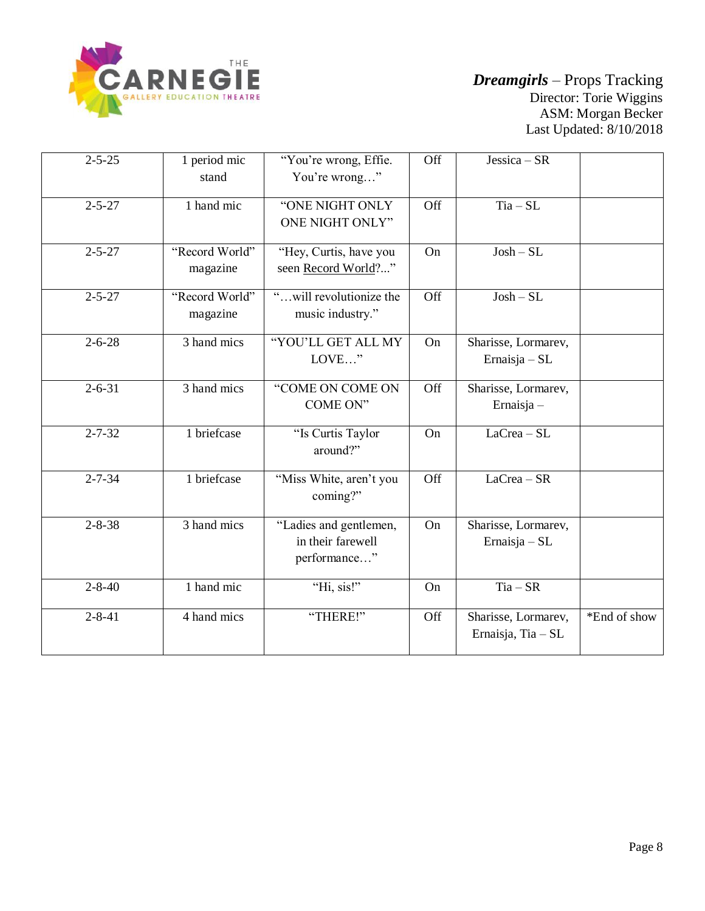**THE CARNEGIE** GALLERY EDUCATION THEATRE

***Dreamgirls*** – Props Tracking
Director: Torie Wiggins
ASM: Morgan Becker
Last Updated: 8/10/2018

| | | | | | |
|---|---|---|---|---|---|
| 2-5-25 | 1 period mic stand | "You're wrong, Effie. You're wrong…" | Off | Jessica – SR | |
| 2-5-27 | 1 hand mic | "ONE NIGHT ONLY ONE NIGHT ONLY" | Off | Tia – SL | |
| 2-5-27 | "Record World" magazine | "Hey, Curtis, have you seen Record World?..." | On | Josh – SL | |
| 2-5-27 | "Record World" magazine | "…will revolutionize the music industry." | Off | Josh – SL | |
| 2-6-28 | 3 hand mics | "YOU'LL GET ALL MY LOVE…" | On | Sharisse, Lormarev, Ernaisja – SL | |
| 2-6-31 | 3 hand mics | "COME ON COME ON COME ON" | Off | Sharisse, Lormarev, Ernaisja – | |
| 2-7-32 | 1 briefcase | "Is Curtis Taylor around?" | On | LaCrea – SL | |
| 2-7-34 | 1 briefcase | "Miss White, aren't you coming?" | Off | LaCrea – SR | |
| 2-8-38 | 3 hand mics | "Ladies and gentlemen, in their farewell performance…" | On | Sharisse, Lormarev, Ernaisja – SL | |
| 2-8-40 | 1 hand mic | "Hi, sis!" | On | Tia – SR | |
| 2-8-41 | 4 hand mics | "THERE!" | Off | Sharisse, Lormarev, Ernaisja, Tia – SL | *End of show |